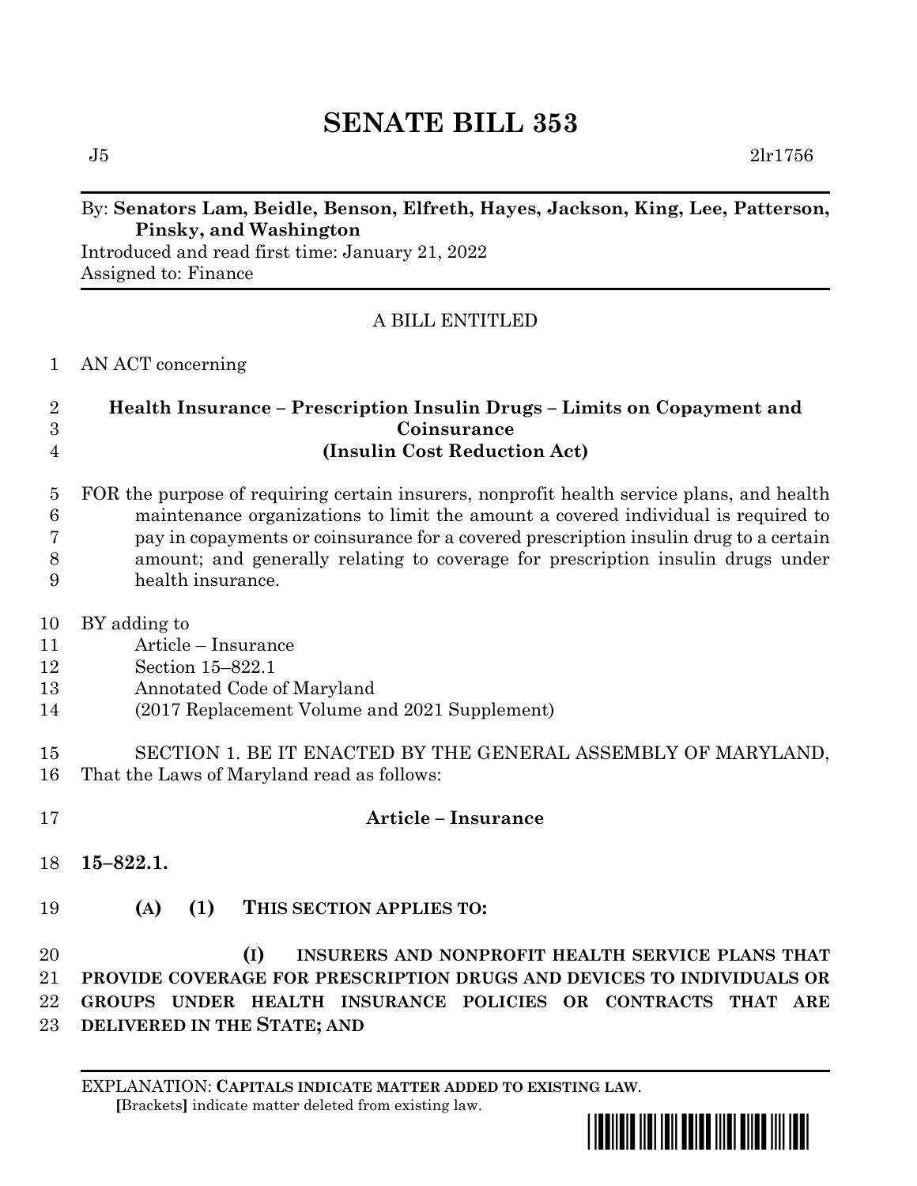# SENATE BILL 353

J5 2lr1756

By: **Senators Lam, Beidle, Benson, Elfreth, Hayes, Jackson, King, Lee, Patterson, Pinsky, and Washington**

Introduced and read first time: January 21, 2022

Assigned to: Finance

A BILL ENTITLED

1 AN ACT concerning

2 **Health Insurance – Prescription Insulin Drugs – Limits on Copayment and**
3 **Coinsurance**
4 **(Insulin Cost Reduction Act)**

5 FOR the purpose of requiring certain insurers, nonprofit health service plans, and health
6 maintenance organizations to limit the amount a covered individual is required to
7 pay in copayments or coinsurance for a covered prescription insulin drug to a certain
8 amount; and generally relating to coverage for prescription insulin drugs under
9 health insurance.

10 BY adding to
11 Article – Insurance
12 Section 15–822.1
13 Annotated Code of Maryland
14 (2017 Replacement Volume and 2021 Supplement)

15 SECTION 1. BE IT ENACTED BY THE GENERAL ASSEMBLY OF MARYLAND,
16 That the Laws of Maryland read as follows:

17 **Article – Insurance**

18 **15–822.1.**

19 **(A) (1) THIS SECTION APPLIES TO:**

20 **(I) INSURERS AND NONPROFIT HEALTH SERVICE PLANS THAT**
21 **PROVIDE COVERAGE FOR PRESCRIPTION DRUGS AND DEVICES TO INDIVIDUALS OR**
22 **GROUPS UNDER HEALTH INSURANCE POLICIES OR CONTRACTS THAT ARE**
23 **DELIVERED IN THE STATE; AND**

EXPLANATION: **CAPITALS INDICATE MATTER ADDED TO EXISTING LAW**.
[Brackets] indicate matter deleted from existing law.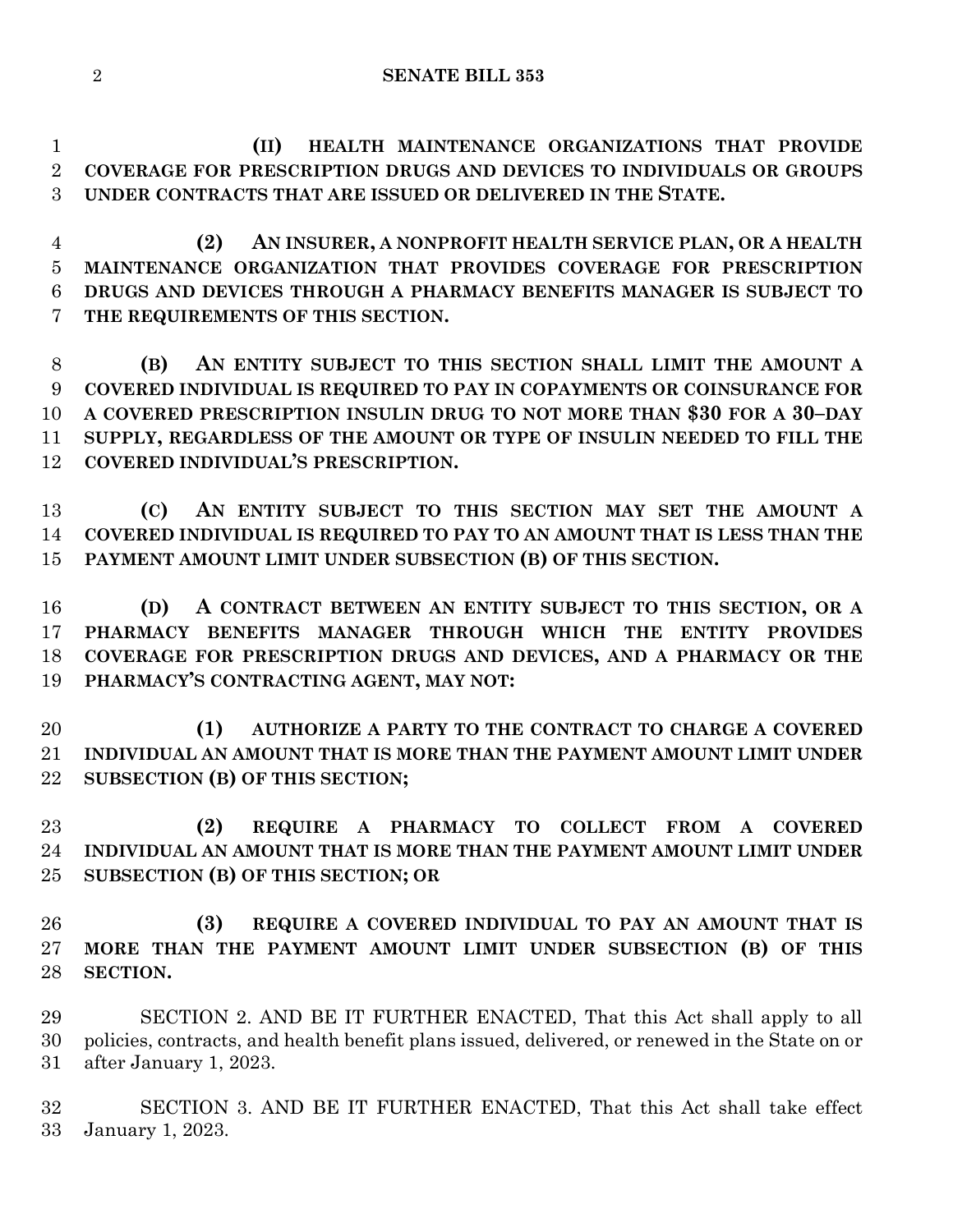**(II) HEALTH MAINTENANCE ORGANIZATIONS THAT PROVIDE COVERAGE FOR PRESCRIPTION DRUGS AND DEVICES TO INDIVIDUALS OR GROUPS UNDER CONTRACTS THAT ARE ISSUED OR DELIVERED IN THE STATE.**

**(2) AN INSURER, A NONPROFIT HEALTH SERVICE PLAN, OR A HEALTH MAINTENANCE ORGANIZATION THAT PROVIDES COVERAGE FOR PRESCRIPTION DRUGS AND DEVICES THROUGH A PHARMACY BENEFITS MANAGER IS SUBJECT TO THE REQUIREMENTS OF THIS SECTION.**

**(B) AN ENTITY SUBJECT TO THIS SECTION SHALL LIMIT THE AMOUNT A COVERED INDIVIDUAL IS REQUIRED TO PAY IN COPAYMENTS OR COINSURANCE FOR A COVERED PRESCRIPTION INSULIN DRUG TO NOT MORE THAN $30 FOR A 30–DAY SUPPLY, REGARDLESS OF THE AMOUNT OR TYPE OF INSULIN NEEDED TO FILL THE COVERED INDIVIDUAL'S PRESCRIPTION.**

**(C) AN ENTITY SUBJECT TO THIS SECTION MAY SET THE AMOUNT A COVERED INDIVIDUAL IS REQUIRED TO PAY TO AN AMOUNT THAT IS LESS THAN THE PAYMENT AMOUNT LIMIT UNDER SUBSECTION (B) OF THIS SECTION.**

**(D) A CONTRACT BETWEEN AN ENTITY SUBJECT TO THIS SECTION, OR A PHARMACY BENEFITS MANAGER THROUGH WHICH THE ENTITY PROVIDES COVERAGE FOR PRESCRIPTION DRUGS AND DEVICES, AND A PHARMACY OR THE PHARMACY'S CONTRACTING AGENT, MAY NOT:**

**(1) AUTHORIZE A PARTY TO THE CONTRACT TO CHARGE A COVERED INDIVIDUAL AN AMOUNT THAT IS MORE THAN THE PAYMENT AMOUNT LIMIT UNDER SUBSECTION (B) OF THIS SECTION;**

**(2) REQUIRE A PHARMACY TO COLLECT FROM A COVERED INDIVIDUAL AN AMOUNT THAT IS MORE THAN THE PAYMENT AMOUNT LIMIT UNDER SUBSECTION (B) OF THIS SECTION; OR**

**(3) REQUIRE A COVERED INDIVIDUAL TO PAY AN AMOUNT THAT IS MORE THAN THE PAYMENT AMOUNT LIMIT UNDER SUBSECTION (B) OF THIS SECTION.**

SECTION 2. AND BE IT FURTHER ENACTED, That this Act shall apply to all policies, contracts, and health benefit plans issued, delivered, or renewed in the State on or after January 1, 2023.

SECTION 3. AND BE IT FURTHER ENACTED, That this Act shall take effect January 1, 2023.